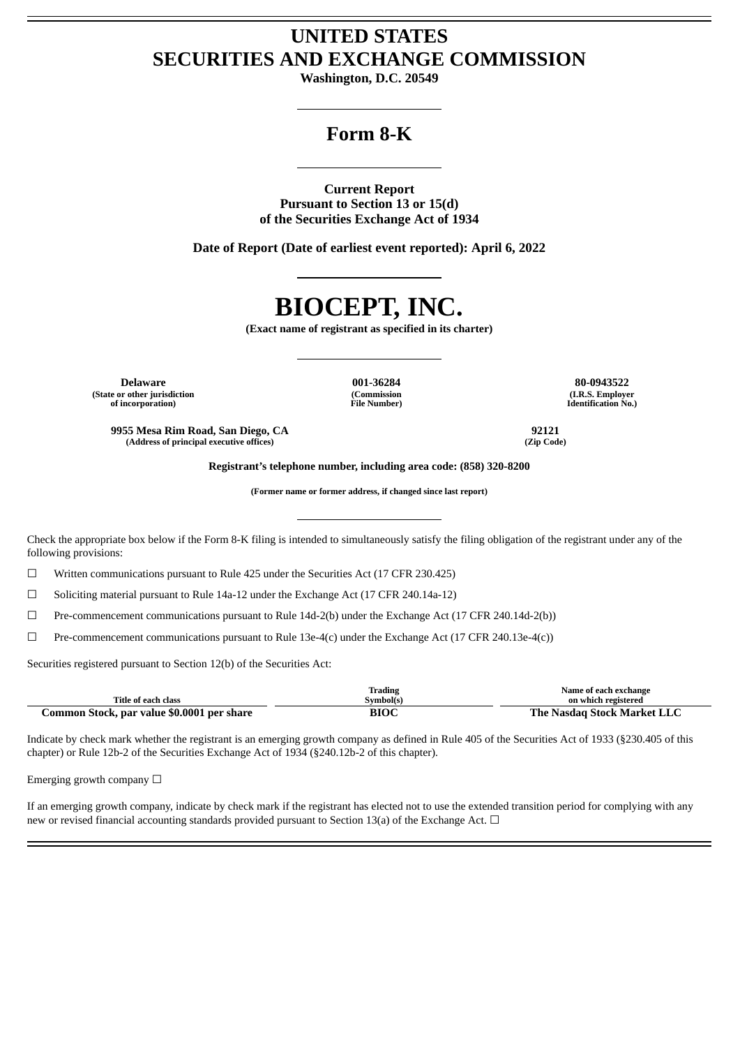# UNITED STATES
# SECURITIES AND EXCHANGE COMMISSION

**Washington, D.C. 20549**

## Form 8-K

**Current Report**
**Pursuant to Section 13 or 15(d)**
**of the Securities Exchange Act of 1934**

**Date of Report (Date of earliest event reported): April 6, 2022**

# BIOCEPT, INC.

**(Exact name of registrant as specified in its charter)**

| | | |
|---|---|---|
| **Delaware** | **001-36284** | **80-0943522** |
| **(State or other jurisdiction of incorporation)** | **(Commission File Number)** | **(I.R.S. Employer Identification No.)** |

| | |
|---|---|
| **9955 Mesa Rim Road, San Diego, CA** | **92121** |
| **(Address of principal executive offices)** | **(Zip Code)** |

**Registrant's telephone number, including area code: (858) 320-8200**

**(Former name or former address, if changed since last report)**

Check the appropriate box below if the Form 8-K filing is intended to simultaneously satisfy the filing obligation of the registrant under any of the following provisions:

☐ Written communications pursuant to Rule 425 under the Securities Act (17 CFR 230.425)

☐ Soliciting material pursuant to Rule 14a-12 under the Exchange Act (17 CFR 240.14a-12)

☐ Pre-commencement communications pursuant to Rule 14d-2(b) under the Exchange Act (17 CFR 240.14d-2(b))

☐ Pre-commencement communications pursuant to Rule 13e-4(c) under the Exchange Act (17 CFR 240.13e-4(c))

Securities registered pursuant to Section 12(b) of the Securities Act:

| Title of each class | Trading Symbol(s) | Name of each exchange on which registered |
|---|---|---|
| **Common Stock, par value $0.0001 per share** | **BIOC** | **The Nasdaq Stock Market LLC** |

Indicate by check mark whether the registrant is an emerging growth company as defined in Rule 405 of the Securities Act of 1933 (§230.405 of this chapter) or Rule 12b-2 of the Securities Exchange Act of 1934 (§240.12b-2 of this chapter).

Emerging growth company ☐

If an emerging growth company, indicate by check mark if the registrant has elected not to use the extended transition period for complying with any new or revised financial accounting standards provided pursuant to Section 13(a) of the Exchange Act. ☐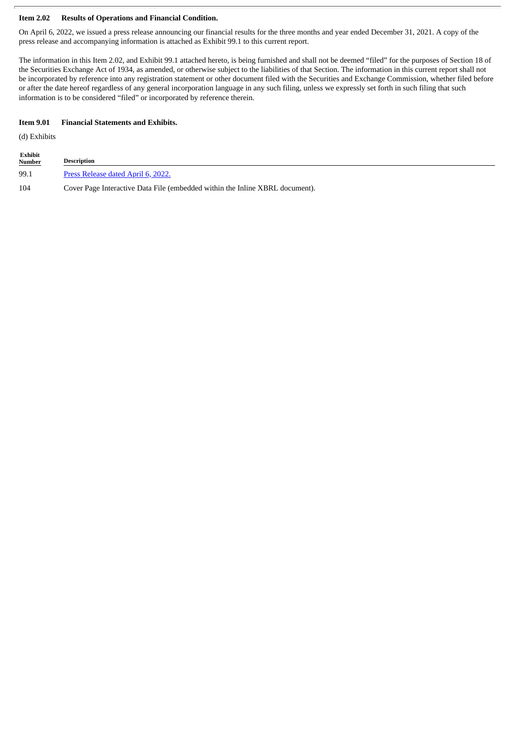**Item 2.02 Results of Operations and Financial Condition.**

On April 6, 2022, we issued a press release announcing our financial results for the three months and year ended December 31, 2021. A copy of the press release and accompanying information is attached as Exhibit 99.1 to this current report.

The information in this Item 2.02, and Exhibit 99.1 attached hereto, is being furnished and shall not be deemed "filed" for the purposes of Section 18 of the Securities Exchange Act of 1934, as amended, or otherwise subject to the liabilities of that Section. The information in this current report shall not be incorporated by reference into any registration statement or other document filed with the Securities and Exchange Commission, whether filed before or after the date hereof regardless of any general incorporation language in any such filing, unless we expressly set forth in such filing that such information is to be considered "filed" or incorporated by reference therein.

**Item 9.01 Financial Statements and Exhibits.**

(d) Exhibits

| Exhibit Number | Description |
|---|---|
| 99.1 | Press Release dated April 6, 2022. |
| 104 | Cover Page Interactive Data File (embedded within the Inline XBRL document). |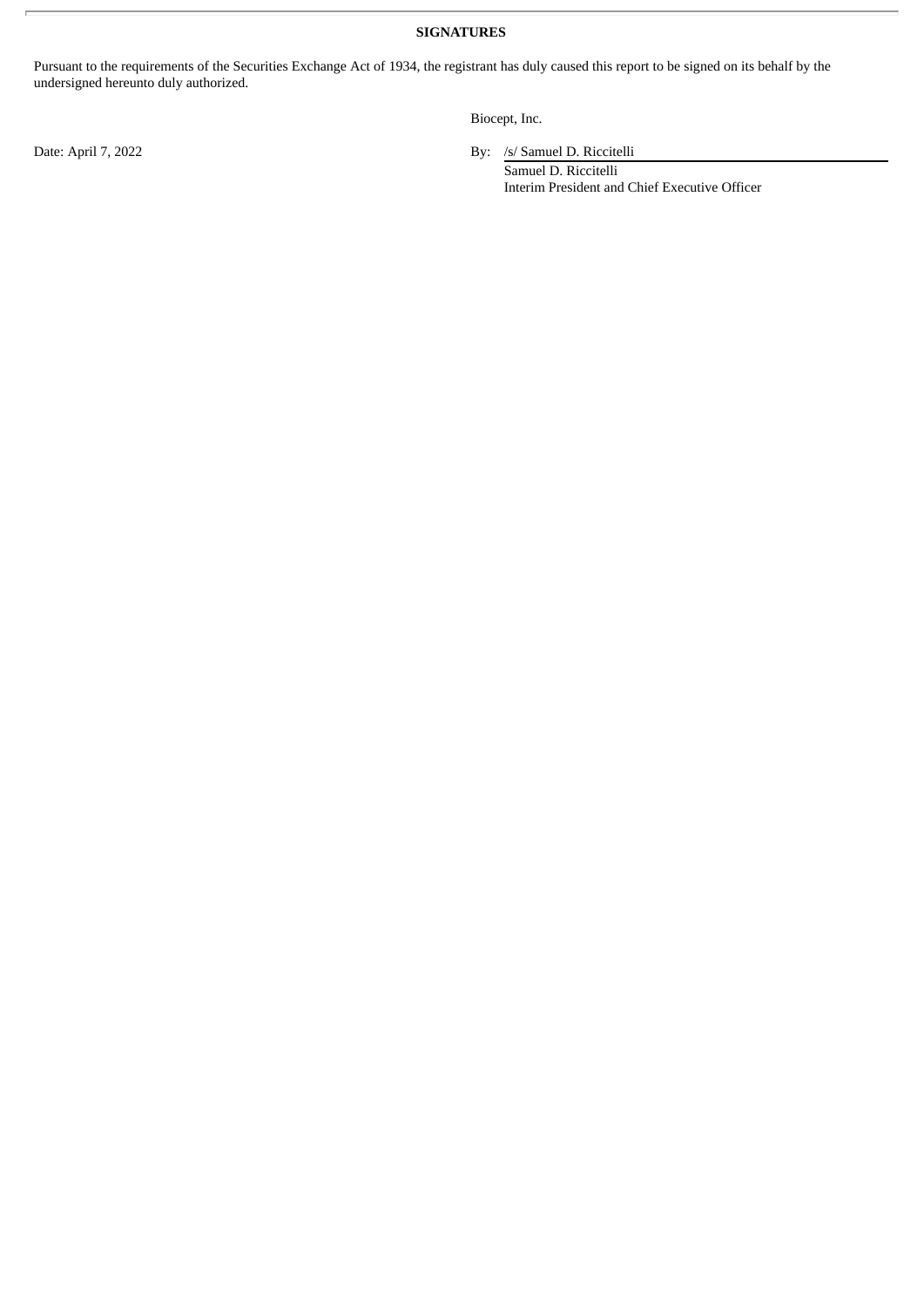**SIGNATURES**

Pursuant to the requirements of the Securities Exchange Act of 1934, the registrant has duly caused this report to be signed on its behalf by the undersigned hereunto duly authorized.

Biocept, Inc.

Date: April 7, 2022

By: /s/ Samuel D. Riccitelli
Samuel D. Riccitelli
Interim President and Chief Executive Officer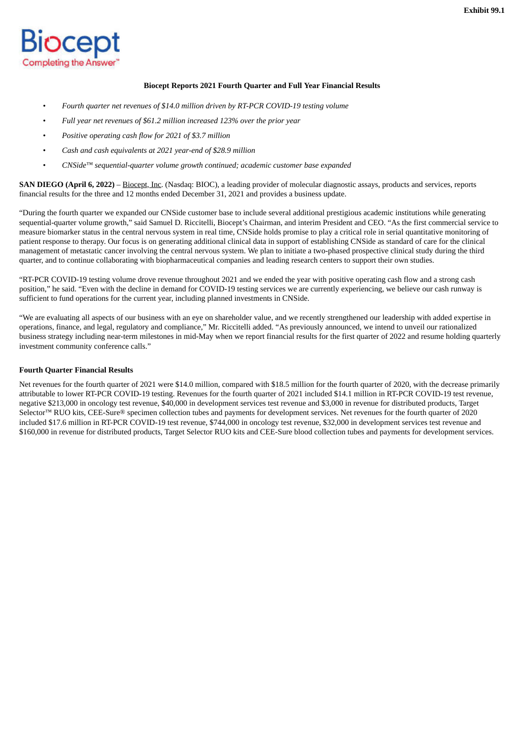Exhibit 99.1

Biocept
Completing the Answer™

**Biocept Reports 2021 Fourth Quarter and Full Year Financial Results**

- *Fourth quarter net revenues of $14.0 million driven by RT-PCR COVID-19 testing volume*
- *Full year net revenues of $61.2 million increased 123% over the prior year*
- *Positive operating cash flow for 2021 of $3.7 million*
- *Cash and cash equivalents at 2021 year-end of $28.9 million*
- *CNSide™ sequential-quarter volume growth continued; academic customer base expanded*

**SAN DIEGO (April 6, 2022)** – Biocept, Inc. (Nasdaq: BIOC), a leading provider of molecular diagnostic assays, products and services, reports financial results for the three and 12 months ended December 31, 2021 and provides a business update.

"During the fourth quarter we expanded our CNSide customer base to include several additional prestigious academic institutions while generating sequential-quarter volume growth," said Samuel D. Riccitelli, Biocept's Chairman, and interim President and CEO. "As the first commercial service to measure biomarker status in the central nervous system in real time, CNSide holds promise to play a critical role in serial quantitative monitoring of patient response to therapy. Our focus is on generating additional clinical data in support of establishing CNSide as standard of care for the clinical management of metastatic cancer involving the central nervous system. We plan to initiate a two-phased prospective clinical study during the third quarter, and to continue collaborating with biopharmaceutical companies and leading research centers to support their own studies.

"RT-PCR COVID-19 testing volume drove revenue throughout 2021 and we ended the year with positive operating cash flow and a strong cash position," he said. "Even with the decline in demand for COVID-19 testing services we are currently experiencing, we believe our cash runway is sufficient to fund operations for the current year, including planned investments in CNSide.

"We are evaluating all aspects of our business with an eye on shareholder value, and we recently strengthened our leadership with added expertise in operations, finance, and legal, regulatory and compliance," Mr. Riccitelli added. "As previously announced, we intend to unveil our rationalized business strategy including near-term milestones in mid-May when we report financial results for the first quarter of 2022 and resume holding quarterly investment community conference calls."

**Fourth Quarter Financial Results**

Net revenues for the fourth quarter of 2021 were $14.0 million, compared with $18.5 million for the fourth quarter of 2020, with the decrease primarily attributable to lower RT-PCR COVID-19 testing. Revenues for the fourth quarter of 2021 included $14.1 million in RT-PCR COVID-19 test revenue, negative $213,000 in oncology test revenue, $40,000 in development services test revenue and $3,000 in revenue for distributed products, Target Selector™ RUO kits, CEE-Sure® specimen collection tubes and payments for development services. Net revenues for the fourth quarter of 2020 included $17.6 million in RT-PCR COVID-19 test revenue, $744,000 in oncology test revenue, $32,000 in development services test revenue and $160,000 in revenue for distributed products, Target Selector RUO kits and CEE-Sure blood collection tubes and payments for development services.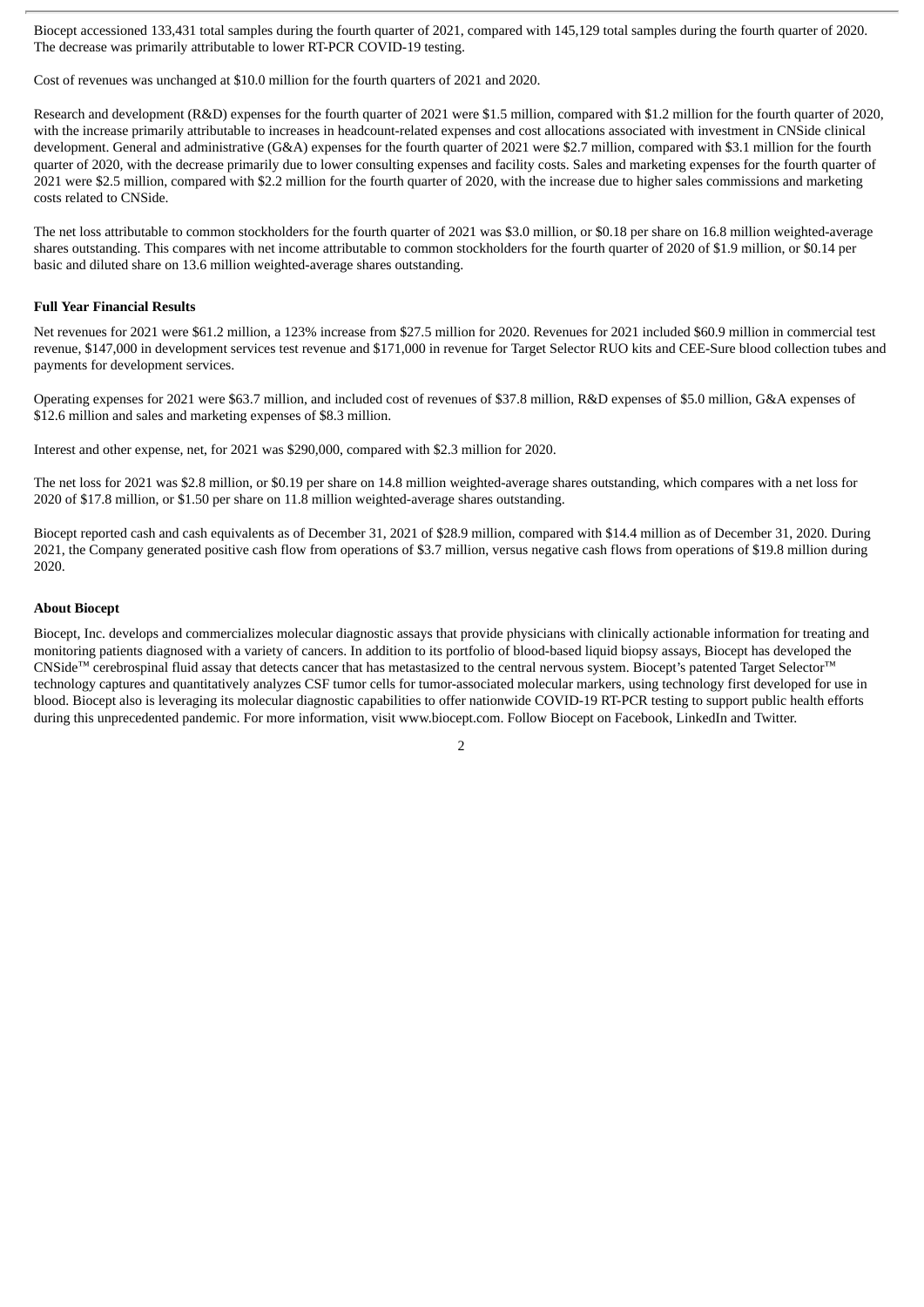Biocept accessioned 133,431 total samples during the fourth quarter of 2021, compared with 145,129 total samples during the fourth quarter of 2020. The decrease was primarily attributable to lower RT-PCR COVID-19 testing.

Cost of revenues was unchanged at $10.0 million for the fourth quarters of 2021 and 2020.

Research and development (R&D) expenses for the fourth quarter of 2021 were $1.5 million, compared with $1.2 million for the fourth quarter of 2020, with the increase primarily attributable to increases in headcount-related expenses and cost allocations associated with investment in CNSide clinical development. General and administrative (G&A) expenses for the fourth quarter of 2021 were $2.7 million, compared with $3.1 million for the fourth quarter of 2020, with the decrease primarily due to lower consulting expenses and facility costs. Sales and marketing expenses for the fourth quarter of 2021 were $2.5 million, compared with $2.2 million for the fourth quarter of 2020, with the increase due to higher sales commissions and marketing costs related to CNSide.

The net loss attributable to common stockholders for the fourth quarter of 2021 was $3.0 million, or $0.18 per share on 16.8 million weighted-average shares outstanding. This compares with net income attributable to common stockholders for the fourth quarter of 2020 of $1.9 million, or $0.14 per basic and diluted share on 13.6 million weighted-average shares outstanding.

**Full Year Financial Results**

Net revenues for 2021 were $61.2 million, a 123% increase from $27.5 million for 2020. Revenues for 2021 included $60.9 million in commercial test revenue, $147,000 in development services test revenue and $171,000 in revenue for Target Selector RUO kits and CEE-Sure blood collection tubes and payments for development services.

Operating expenses for 2021 were $63.7 million, and included cost of revenues of $37.8 million, R&D expenses of $5.0 million, G&A expenses of $12.6 million and sales and marketing expenses of $8.3 million.

Interest and other expense, net, for 2021 was $290,000, compared with $2.3 million for 2020.

The net loss for 2021 was $2.8 million, or $0.19 per share on 14.8 million weighted-average shares outstanding, which compares with a net loss for 2020 of $17.8 million, or $1.50 per share on 11.8 million weighted-average shares outstanding.

Biocept reported cash and cash equivalents as of December 31, 2021 of $28.9 million, compared with $14.4 million as of December 31, 2020. During 2021, the Company generated positive cash flow from operations of $3.7 million, versus negative cash flows from operations of $19.8 million during 2020.

**About Biocept**

Biocept, Inc. develops and commercializes molecular diagnostic assays that provide physicians with clinically actionable information for treating and monitoring patients diagnosed with a variety of cancers. In addition to its portfolio of blood-based liquid biopsy assays, Biocept has developed the CNSide™ cerebrospinal fluid assay that detects cancer that has metastasized to the central nervous system. Biocept's patented Target Selector™ technology captures and quantitatively analyzes CSF tumor cells for tumor-associated molecular markers, using technology first developed for use in blood. Biocept also is leveraging its molecular diagnostic capabilities to offer nationwide COVID-19 RT-PCR testing to support public health efforts during this unprecedented pandemic. For more information, visit www.biocept.com. Follow Biocept on Facebook, LinkedIn and Twitter.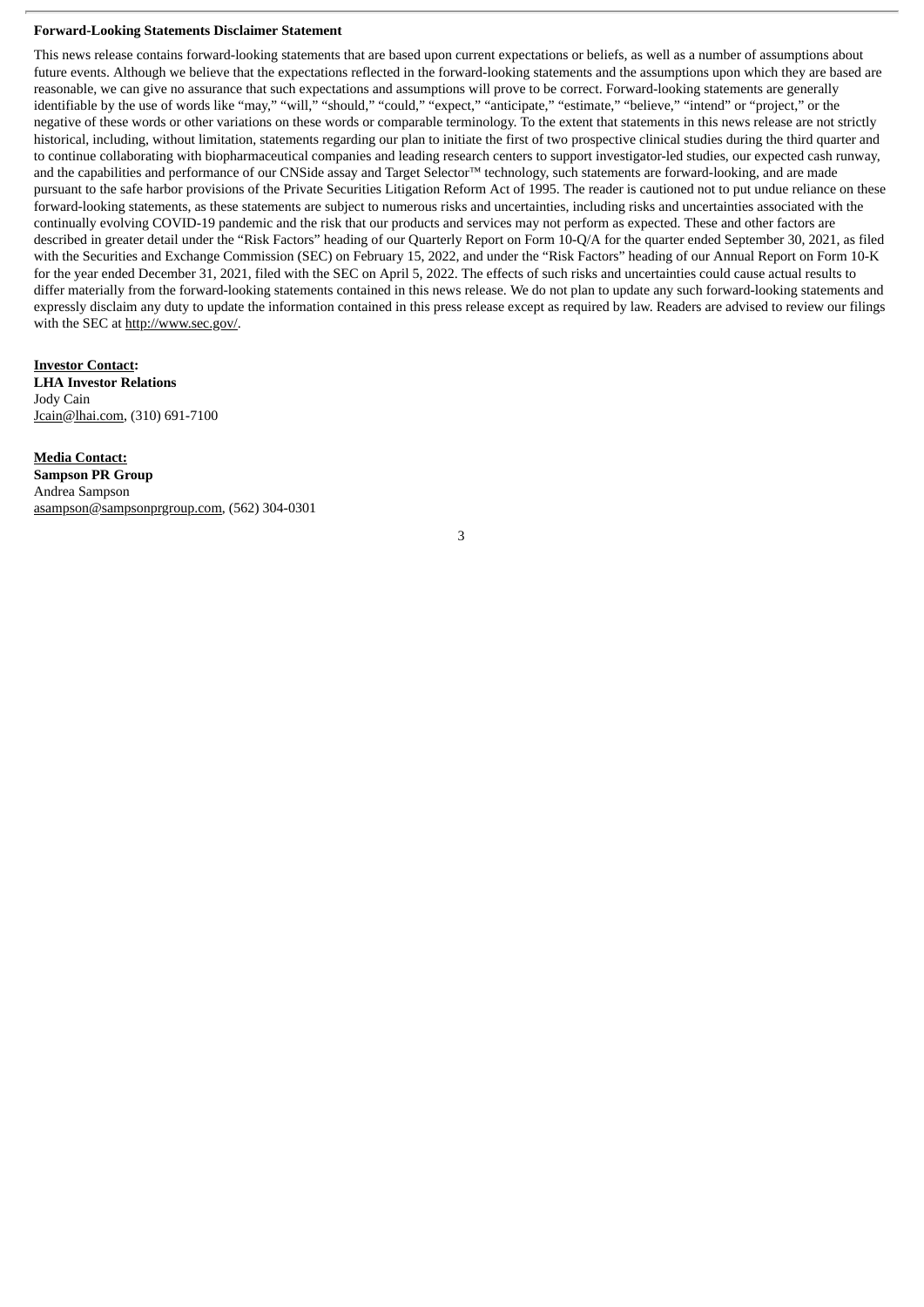**Forward-Looking Statements Disclaimer Statement**

This news release contains forward-looking statements that are based upon current expectations or beliefs, as well as a number of assumptions about future events. Although we believe that the expectations reflected in the forward-looking statements and the assumptions upon which they are based are reasonable, we can give no assurance that such expectations and assumptions will prove to be correct. Forward-looking statements are generally identifiable by the use of words like "may," "will," "should," "could," "expect," "anticipate," "estimate," "believe," "intend" or "project," or the negative of these words or other variations on these words or comparable terminology. To the extent that statements in this news release are not strictly historical, including, without limitation, statements regarding our plan to initiate the first of two prospective clinical studies during the third quarter and to continue collaborating with biopharmaceutical companies and leading research centers to support investigator-led studies, our expected cash runway, and the capabilities and performance of our CNSide assay and Target Selector™ technology, such statements are forward-looking, and are made pursuant to the safe harbor provisions of the Private Securities Litigation Reform Act of 1995. The reader is cautioned not to put undue reliance on these forward-looking statements, as these statements are subject to numerous risks and uncertainties, including risks and uncertainties associated with the continually evolving COVID-19 pandemic and the risk that our products and services may not perform as expected. These and other factors are described in greater detail under the "Risk Factors" heading of our Quarterly Report on Form 10-Q/A for the quarter ended September 30, 2021, as filed with the Securities and Exchange Commission (SEC) on February 15, 2022, and under the "Risk Factors" heading of our Annual Report on Form 10-K for the year ended December 31, 2021, filed with the SEC on April 5, 2022. The effects of such risks and uncertainties could cause actual results to differ materially from the forward-looking statements contained in this news release. We do not plan to update any such forward-looking statements and expressly disclaim any duty to update the information contained in this press release except as required by law. Readers are advised to review our filings with the SEC at http://www.sec.gov/.

**Investor Contact:**
**LHA Investor Relations**
Jody Cain
Jcain@lhai.com, (310) 691-7100

**Media Contact:**
**Sampson PR Group**
Andrea Sampson
asampson@sampsonprgroup.com, (562) 304-0301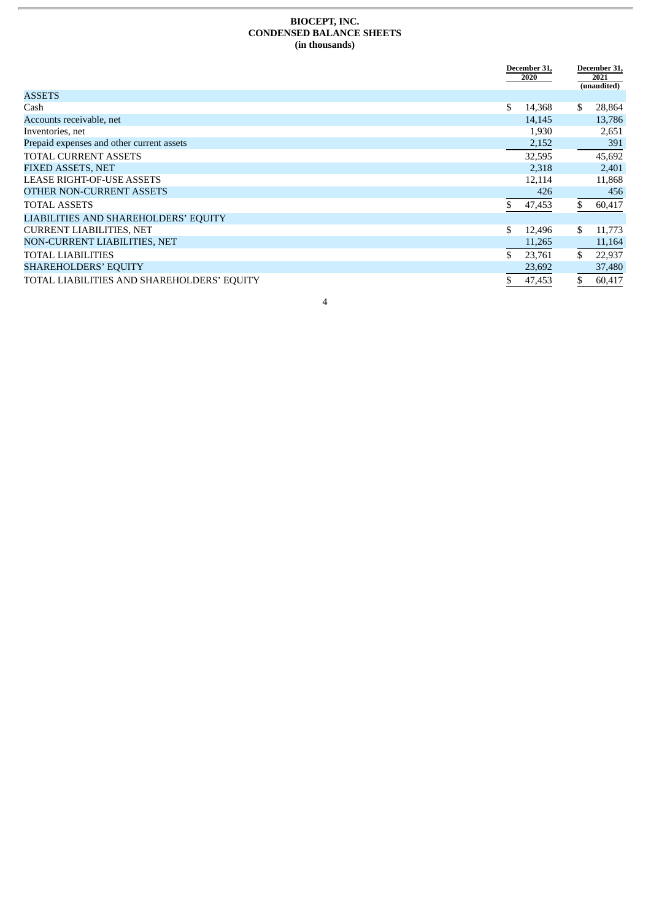**BIOCEPT, INC.**
**CONDENSED BALANCE SHEETS**
**(in thousands)**

| | December 31, 2020 | December 31, 2021 (unaudited) |
|---|---|---|
| ASSETS | | |
| Cash | $ 14,368 | $ 28,864 |
| Accounts receivable, net | 14,145 | 13,786 |
| Inventories, net | 1,930 | 2,651 |
| Prepaid expenses and other current assets | 2,152 | 391 |
| TOTAL CURRENT ASSETS | 32,595 | 45,692 |
| FIXED ASSETS, NET | 2,318 | 2,401 |
| LEASE RIGHT-OF-USE ASSETS | 12,114 | 11,868 |
| OTHER NON-CURRENT ASSETS | 426 | 456 |
| TOTAL ASSETS | $ 47,453 | $ 60,417 |
| LIABILITIES AND SHAREHOLDERS' EQUITY | | |
| CURRENT LIABILITIES, NET | $ 12,496 | $ 11,773 |
| NON-CURRENT LIABILITIES, NET | 11,265 | 11,164 |
| TOTAL LIABILITIES | $ 23,761 | $ 22,937 |
| SHAREHOLDERS' EQUITY | 23,692 | 37,480 |
| TOTAL LIABILITIES AND SHAREHOLDERS' EQUITY | $ 47,453 | $ 60,417 |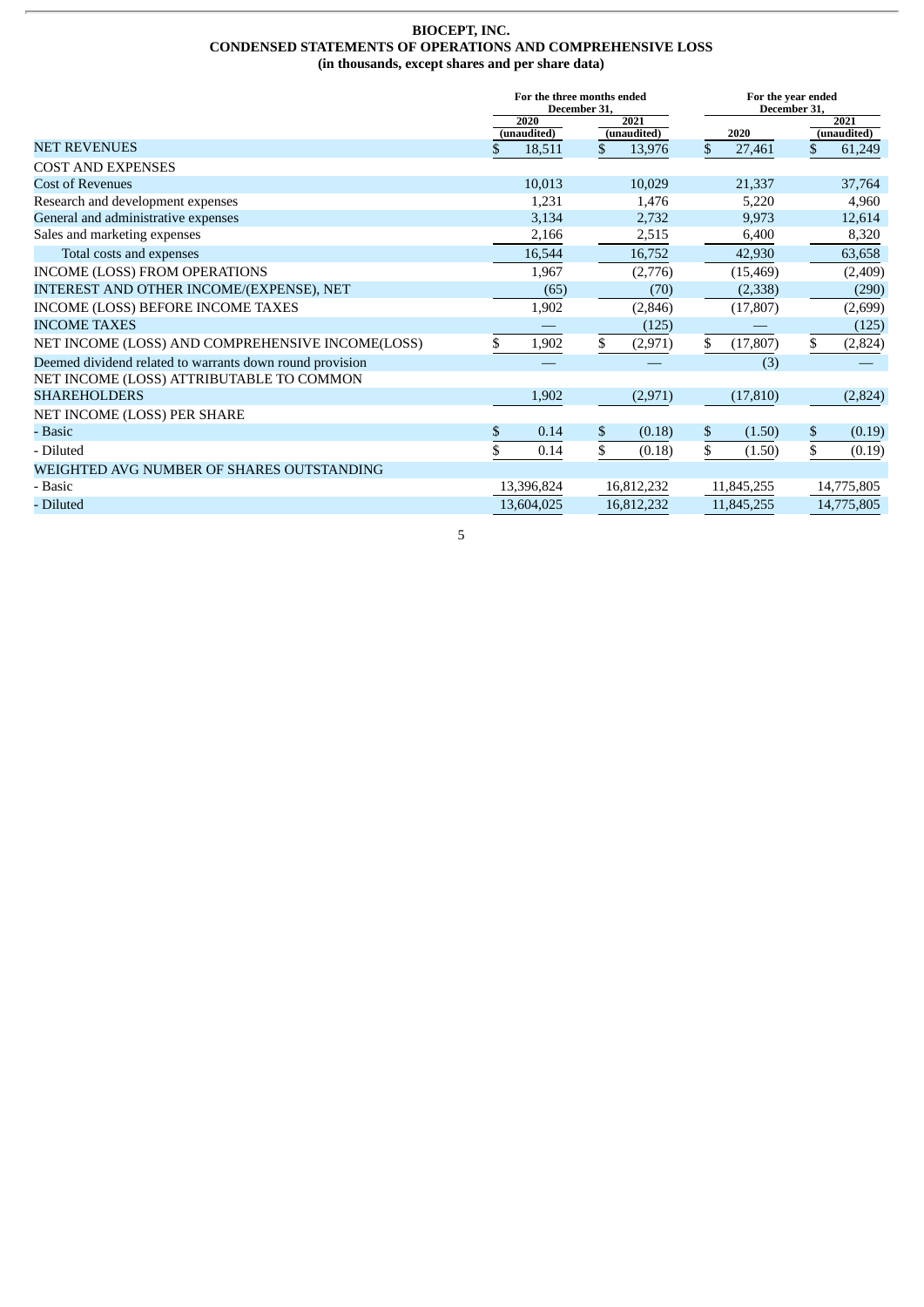# BIOCEPT, INC.
## CONDENSED STATEMENTS OF OPERATIONS AND COMPREHENSIVE LOSS
### (in thousands, except shares and per share data)

| | For the three months ended December 31, | | For the year ended December 31, | |
|---|---|---|---|---|
| | 2020 (unaudited) | 2021 (unaudited) | 2020 | 2021 (unaudited) |
| NET REVENUES | $ 18,511 | $ 13,976 | $ 27,461 | $ 61,249 |
| COST AND EXPENSES | | | | |
| Cost of Revenues | 10,013 | 10,029 | 21,337 | 37,764 |
| Research and development expenses | 1,231 | 1,476 | 5,220 | 4,960 |
| General and administrative expenses | 3,134 | 2,732 | 9,973 | 12,614 |
| Sales and marketing expenses | 2,166 | 2,515 | 6,400 | 8,320 |
| Total costs and expenses | 16,544 | 16,752 | 42,930 | 63,658 |
| INCOME (LOSS) FROM OPERATIONS | 1,967 | (2,776) | (15,469) | (2,409) |
| INTEREST AND OTHER INCOME/(EXPENSE), NET | (65) | (70) | (2,338) | (290) |
| INCOME (LOSS) BEFORE INCOME TAXES | 1,902 | (2,846) | (17,807) | (2,699) |
| INCOME TAXES | — | (125) | — | (125) |
| NET INCOME (LOSS) AND COMPREHENSIVE INCOME(LOSS) | $ 1,902 | $ (2,971) | $ (17,807) | $ (2,824) |
| Deemed dividend related to warrants down round provision | — | — | (3) | — |
| NET INCOME (LOSS) ATTRIBUTABLE TO COMMON SHAREHOLDERS | 1,902 | (2,971) | (17,810) | (2,824) |
| NET INCOME (LOSS) PER SHARE | | | | |
| - Basic | $ 0.14 | $ (0.18) | $ (1.50) | $ (0.19) |
| - Diluted | $ 0.14 | $ (0.18) | $ (1.50) | $ (0.19) |
| WEIGHTED AVG NUMBER OF SHARES OUTSTANDING | | | | |
| - Basic | 13,396,824 | 16,812,232 | 11,845,255 | 14,775,805 |
| - Diluted | 13,604,025 | 16,812,232 | 11,845,255 | 14,775,805 |